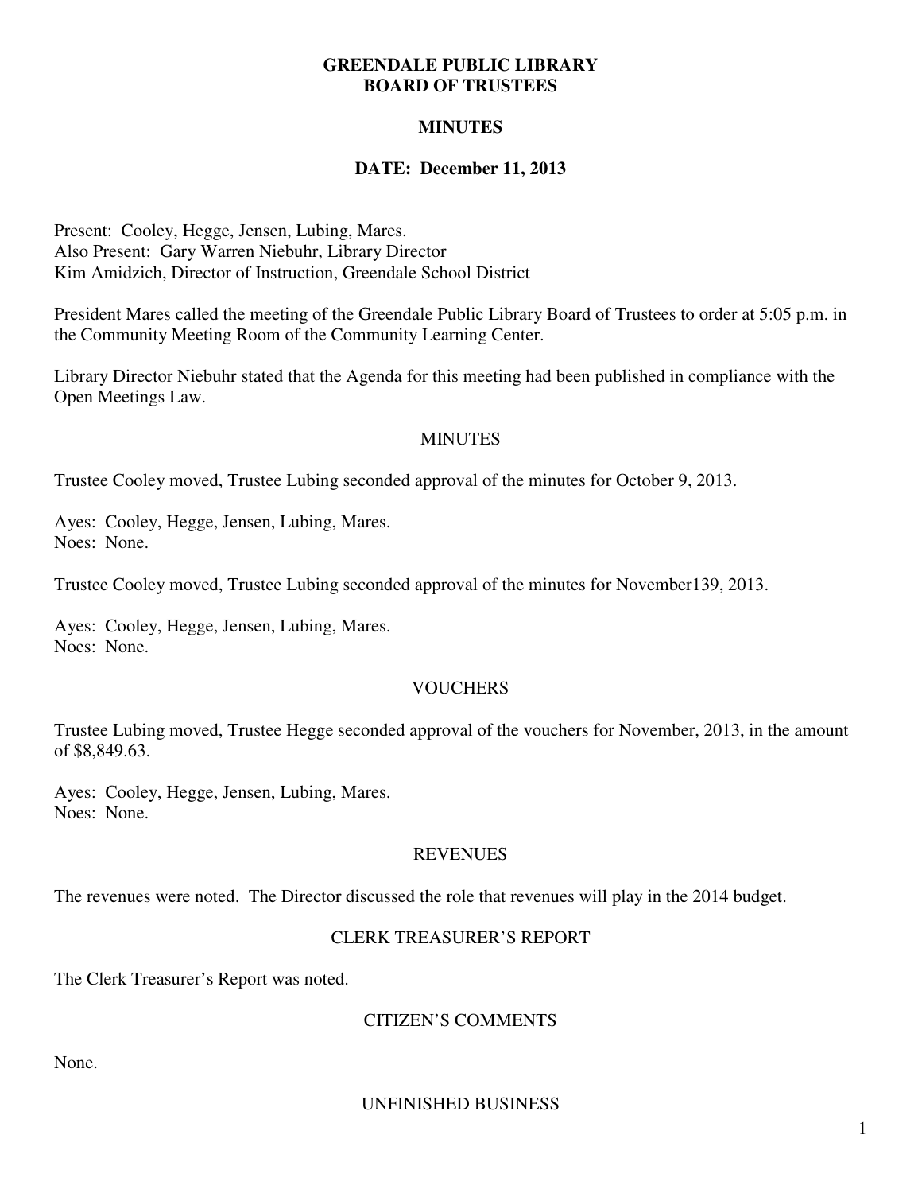# GREENDALE PUBLIC LIBRARY
# BOARD OF TRUSTEES

## MINUTES

## DATE: December 11, 2013

Present: Cooley, Hegge, Jensen, Lubing, Mares.
Also Present: Gary Warren Niebuhr, Library Director
Kim Amidzich, Director of Instruction, Greendale School District

President Mares called the meeting of the Greendale Public Library Board of Trustees to order at 5:05 p.m. in the Community Meeting Room of the Community Learning Center.

Library Director Niebuhr stated that the Agenda for this meeting had been published in compliance with the Open Meetings Law.

### MINUTES

Trustee Cooley moved, Trustee Lubing seconded approval of the minutes for October 9, 2013.

Ayes: Cooley, Hegge, Jensen, Lubing, Mares.
Noes: None.

Trustee Cooley moved, Trustee Lubing seconded approval of the minutes for November139, 2013.

Ayes: Cooley, Hegge, Jensen, Lubing, Mares.
Noes: None.

### VOUCHERS

Trustee Lubing moved, Trustee Hegge seconded approval of the vouchers for November, 2013, in the amount of $8,849.63.

Ayes: Cooley, Hegge, Jensen, Lubing, Mares.
Noes: None.

### REVENUES

The revenues were noted. The Director discussed the role that revenues will play in the 2014 budget.

### CLERK TREASURER'S REPORT

The Clerk Treasurer's Report was noted.

### CITIZEN'S COMMENTS

None.

### UNFINISHED BUSINESS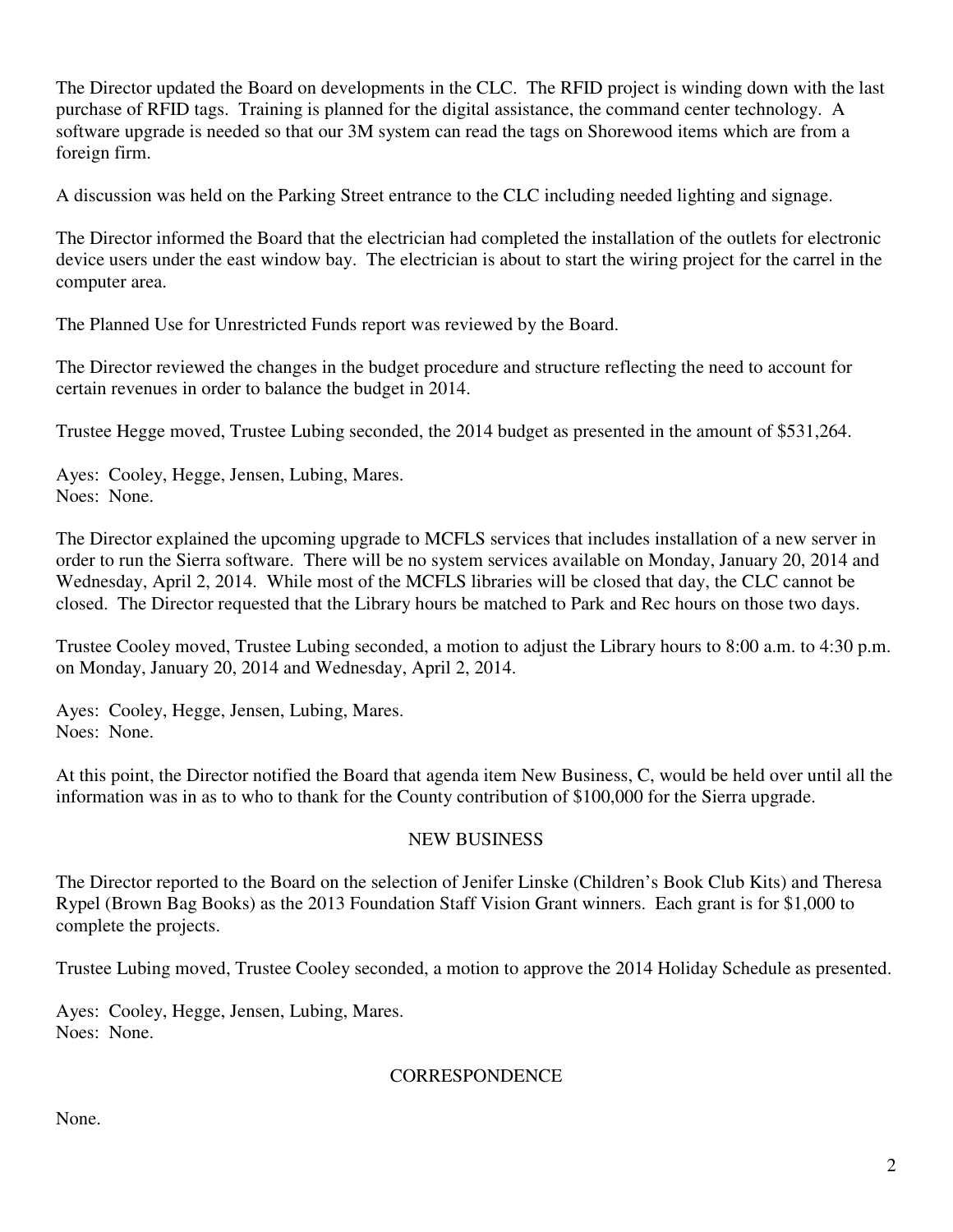The Director updated the Board on developments in the CLC. The RFID project is winding down with the last purchase of RFID tags. Training is planned for the digital assistance, the command center technology. A software upgrade is needed so that our 3M system can read the tags on Shorewood items which are from a foreign firm.

A discussion was held on the Parking Street entrance to the CLC including needed lighting and signage.

The Director informed the Board that the electrician had completed the installation of the outlets for electronic device users under the east window bay. The electrician is about to start the wiring project for the carrel in the computer area.

The Planned Use for Unrestricted Funds report was reviewed by the Board.

The Director reviewed the changes in the budget procedure and structure reflecting the need to account for certain revenues in order to balance the budget in 2014.

Trustee Hegge moved, Trustee Lubing seconded, the 2014 budget as presented in the amount of $531,264.

Ayes: Cooley, Hegge, Jensen, Lubing, Mares.
Noes: None.

The Director explained the upcoming upgrade to MCFLS services that includes installation of a new server in order to run the Sierra software. There will be no system services available on Monday, January 20, 2014 and Wednesday, April 2, 2014. While most of the MCFLS libraries will be closed that day, the CLC cannot be closed. The Director requested that the Library hours be matched to Park and Rec hours on those two days.

Trustee Cooley moved, Trustee Lubing seconded, a motion to adjust the Library hours to 8:00 a.m. to 4:30 p.m. on Monday, January 20, 2014 and Wednesday, April 2, 2014.

Ayes: Cooley, Hegge, Jensen, Lubing, Mares.
Noes: None.

At this point, the Director notified the Board that agenda item New Business, C, would be held over until all the information was in as to who to thank for the County contribution of $100,000 for the Sierra upgrade.

## NEW BUSINESS

The Director reported to the Board on the selection of Jenifer Linske (Children's Book Club Kits) and Theresa Rypel (Brown Bag Books) as the 2013 Foundation Staff Vision Grant winners. Each grant is for $1,000 to complete the projects.

Trustee Lubing moved, Trustee Cooley seconded, a motion to approve the 2014 Holiday Schedule as presented.

Ayes: Cooley, Hegge, Jensen, Lubing, Mares.
Noes: None.

## CORRESPONDENCE

None.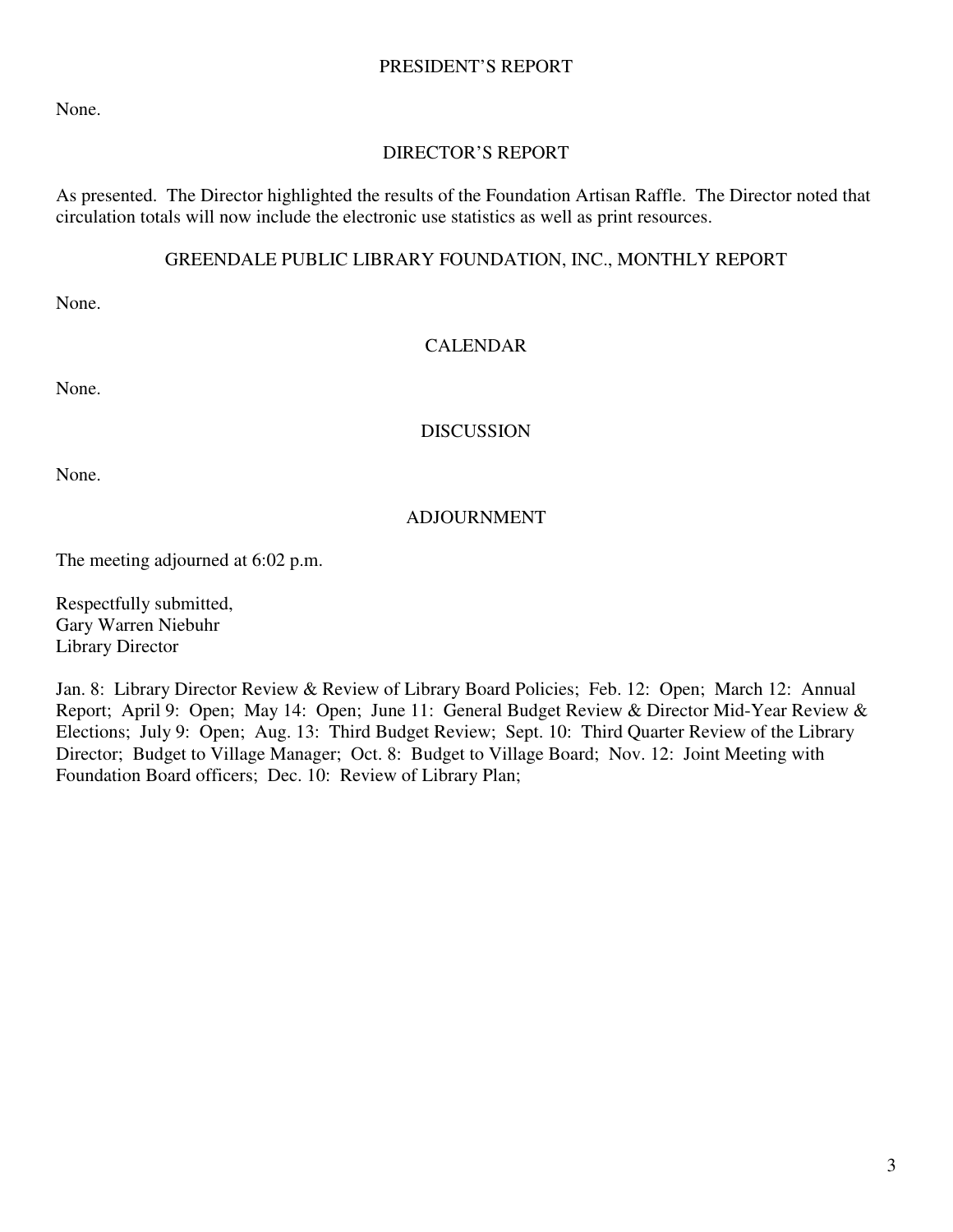## PRESIDENT'S REPORT

None.

## DIRECTOR'S REPORT

As presented. The Director highlighted the results of the Foundation Artisan Raffle. The Director noted that circulation totals will now include the electronic use statistics as well as print resources.

## GREENDALE PUBLIC LIBRARY FOUNDATION, INC., MONTHLY REPORT

None.

## CALENDAR

None.

## DISCUSSION

None.

## ADJOURNMENT

The meeting adjourned at 6:02 p.m.

Respectfully submitted,
Gary Warren Niebuhr
Library Director

Jan. 8: Library Director Review & Review of Library Board Policies; Feb. 12: Open; March 12: Annual Report; April 9: Open; May 14: Open; June 11: General Budget Review & Director Mid-Year Review & Elections; July 9: Open; Aug. 13: Third Budget Review; Sept. 10: Third Quarter Review of the Library Director; Budget to Village Manager; Oct. 8: Budget to Village Board; Nov. 12: Joint Meeting with Foundation Board officers; Dec. 10: Review of Library Plan;